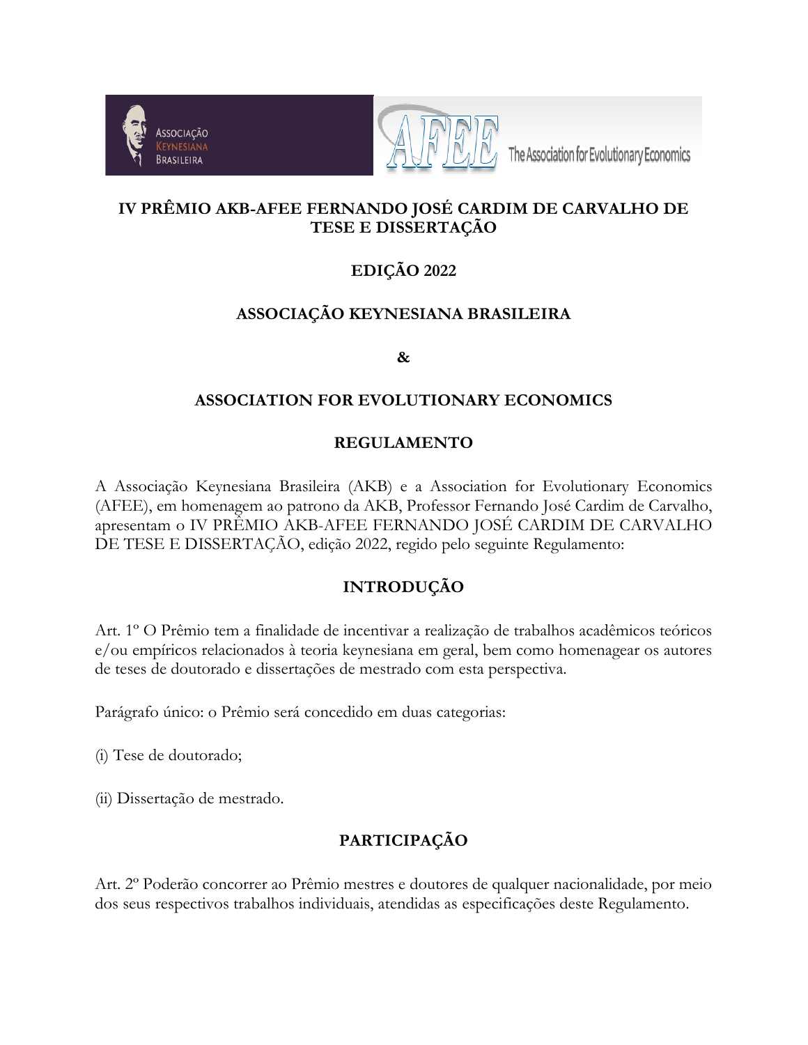# IV PRÊMIO AKB-AFEE FERNANDO JOSÉ CARDIM DE CARVALHO DE TESE E DISSERTAÇÃO

## EDIÇÃO 2022

## ASSOCIAÇÃO KEYNESIANA BRASILEIRA

## &

## ASSOCIATION FOR EVOLUTIONARY ECONOMICS

## REGULAMENTO

A Associação Keynesiana Brasileira (AKB) e a Association for Evolutionary Economics (AFEE), em homenagem ao patrono da AKB, Professor Fernando José Cardim de Carvalho, apresentam o IV PRÊMIO AKB-AFEE FERNANDO JOSÉ CARDIM DE CARVALHO DE TESE E DISSERTAÇÃO, edição 2022, regido pelo seguinte Regulamento:

## INTRODUÇÃO

Art. 1º O Prêmio tem a finalidade de incentivar a realização de trabalhos acadêmicos teóricos e/ou empíricos relacionados à teoria keynesiana em geral, bem como homenagear os autores de teses de doutorado e dissertações de mestrado com esta perspectiva.

Parágrafo único: o Prêmio será concedido em duas categorias:

(i) Tese de doutorado;

(ii) Dissertação de mestrado.

## PARTICIPAÇÃO

Art. 2º Poderão concorrer ao Prêmio mestres e doutores de qualquer nacionalidade, por meio dos seus respectivos trabalhos individuais, atendidas as especificações deste Regulamento.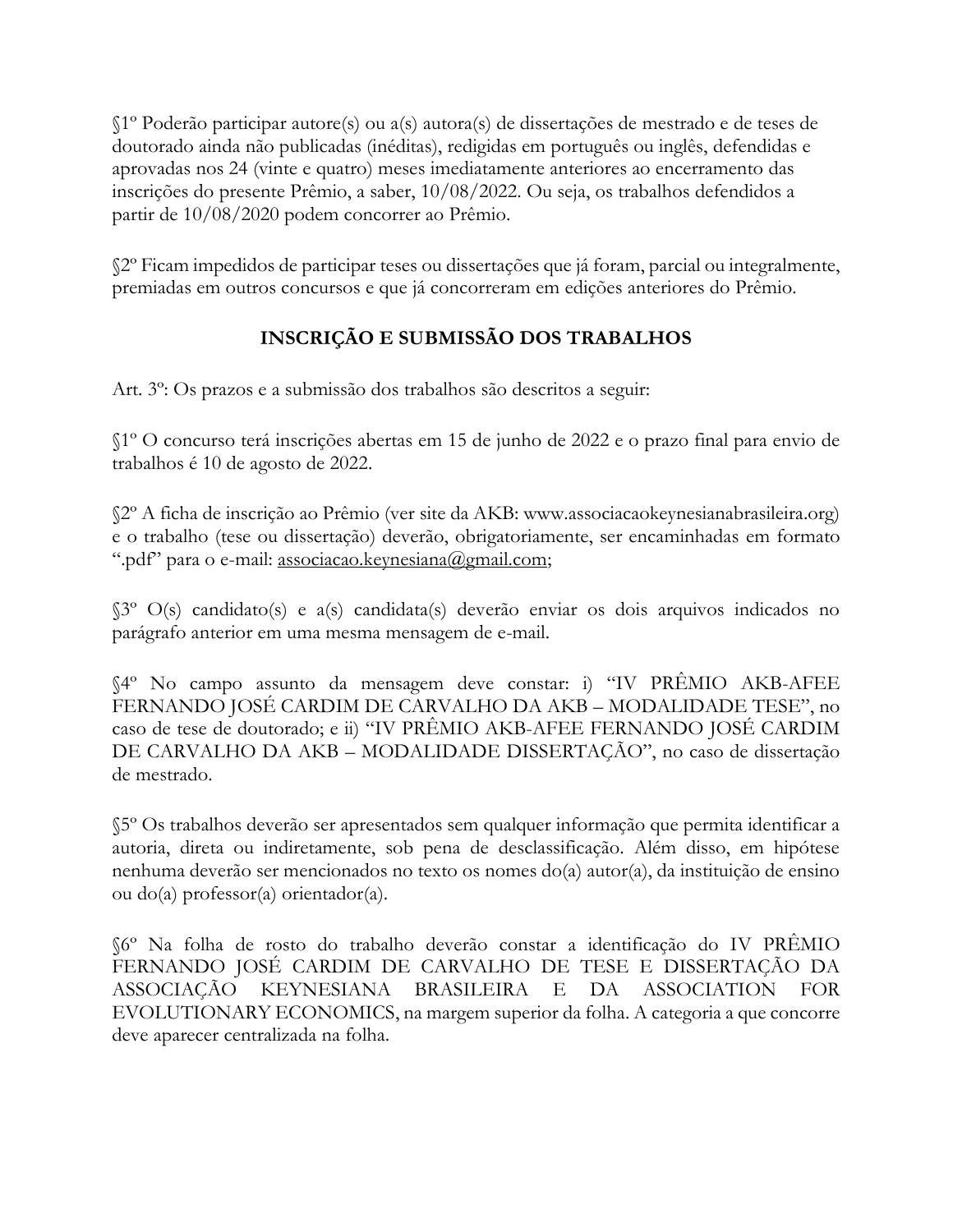§1º Poderão participar autore(s) ou a(s) autora(s) de dissertações de mestrado e de teses de doutorado ainda não publicadas (inéditas), redigidas em português ou inglês, defendidas e aprovadas nos 24 (vinte e quatro) meses imediatamente anteriores ao encerramento das inscrições do presente Prêmio, a saber, 10/08/2022. Ou seja, os trabalhos defendidos a partir de 10/08/2020 podem concorrer ao Prêmio.

§2º Ficam impedidos de participar teses ou dissertações que já foram, parcial ou integralmente, premiadas em outros concursos e que já concorreram em edições anteriores do Prêmio.

## INSCRIÇÃO E SUBMISSÃO DOS TRABALHOS

Art. 3º: Os prazos e a submissão dos trabalhos são descritos a seguir:

§1º O concurso terá inscrições abertas em 15 de junho de 2022 e o prazo final para envio de trabalhos é 10 de agosto de 2022.

§2º A ficha de inscrição ao Prêmio (ver site da AKB: www.associacaokeynesianabrasileira.org) e o trabalho (tese ou dissertação) deverão, obrigatoriamente, ser encaminhadas em formato ".pdf" para o e-mail: associacao.keynesiana@gmail.com;

§3º O(s) candidato(s) e a(s) candidata(s) deverão enviar os dois arquivos indicados no parágrafo anterior em uma mesma mensagem de e-mail.

§4º No campo assunto da mensagem deve constar: i) "IV PRÊMIO AKB-AFEE FERNANDO JOSÉ CARDIM DE CARVALHO DA AKB – MODALIDADE TESE", no caso de tese de doutorado; e ii) "IV PRÊMIO AKB-AFEE FERNANDO JOSÉ CARDIM DE CARVALHO DA AKB – MODALIDADE DISSERTAÇÃO", no caso de dissertação de mestrado.

§5º Os trabalhos deverão ser apresentados sem qualquer informação que permita identificar a autoria, direta ou indiretamente, sob pena de desclassificação. Além disso, em hipótese nenhuma deverão ser mencionados no texto os nomes do(a) autor(a), da instituição de ensino ou do(a) professor(a) orientador(a).

§6º Na folha de rosto do trabalho deverão constar a identificação do IV PRÊMIO FERNANDO JOSÉ CARDIM DE CARVALHO DE TESE E DISSERTAÇÃO DA ASSOCIAÇÃO KEYNESIANA BRASILEIRA E DA ASSOCIATION FOR EVOLUTIONARY ECONOMICS, na margem superior da folha. A categoria a que concorre deve aparecer centralizada na folha.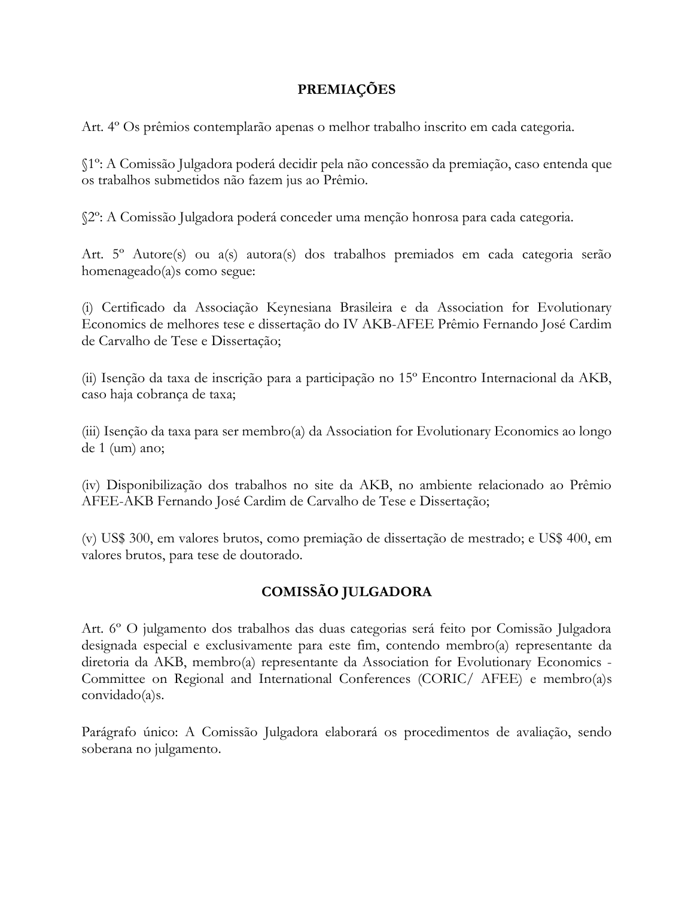## PREMIAÇÕES

Art. 4º Os prêmios contemplarão apenas o melhor trabalho inscrito em cada categoria.

§1º: A Comissão Julgadora poderá decidir pela não concessão da premiação, caso entenda que os trabalhos submetidos não fazem jus ao Prêmio.

§2º: A Comissão Julgadora poderá conceder uma menção honrosa para cada categoria.

Art. 5º Autore(s) ou a(s) autora(s) dos trabalhos premiados em cada categoria serão homenageado(a)s como segue:

(i) Certificado da Associação Keynesiana Brasileira e da Association for Evolutionary Economics de melhores tese e dissertação do IV AKB-AFEE Prêmio Fernando José Cardim de Carvalho de Tese e Dissertação;

(ii) Isenção da taxa de inscrição para a participação no 15º Encontro Internacional da AKB, caso haja cobrança de taxa;

(iii) Isenção da taxa para ser membro(a) da Association for Evolutionary Economics ao longo de 1 (um) ano;

(iv) Disponibilização dos trabalhos no site da AKB, no ambiente relacionado ao Prêmio AFEE-AKB Fernando José Cardim de Carvalho de Tese e Dissertação;

(v) US$ 300, em valores brutos, como premiação de dissertação de mestrado; e US$ 400, em valores brutos, para tese de doutorado.

## COMISSÃO JULGADORA

Art. 6º O julgamento dos trabalhos das duas categorias será feito por Comissão Julgadora designada especial e exclusivamente para este fim, contendo membro(a) representante da diretoria da AKB, membro(a) representante da Association for Evolutionary Economics - Committee on Regional and International Conferences (CORIC/ AFEE) e membro(a)s convidado(a)s.

Parágrafo único: A Comissão Julgadora elaborará os procedimentos de avaliação, sendo soberana no julgamento.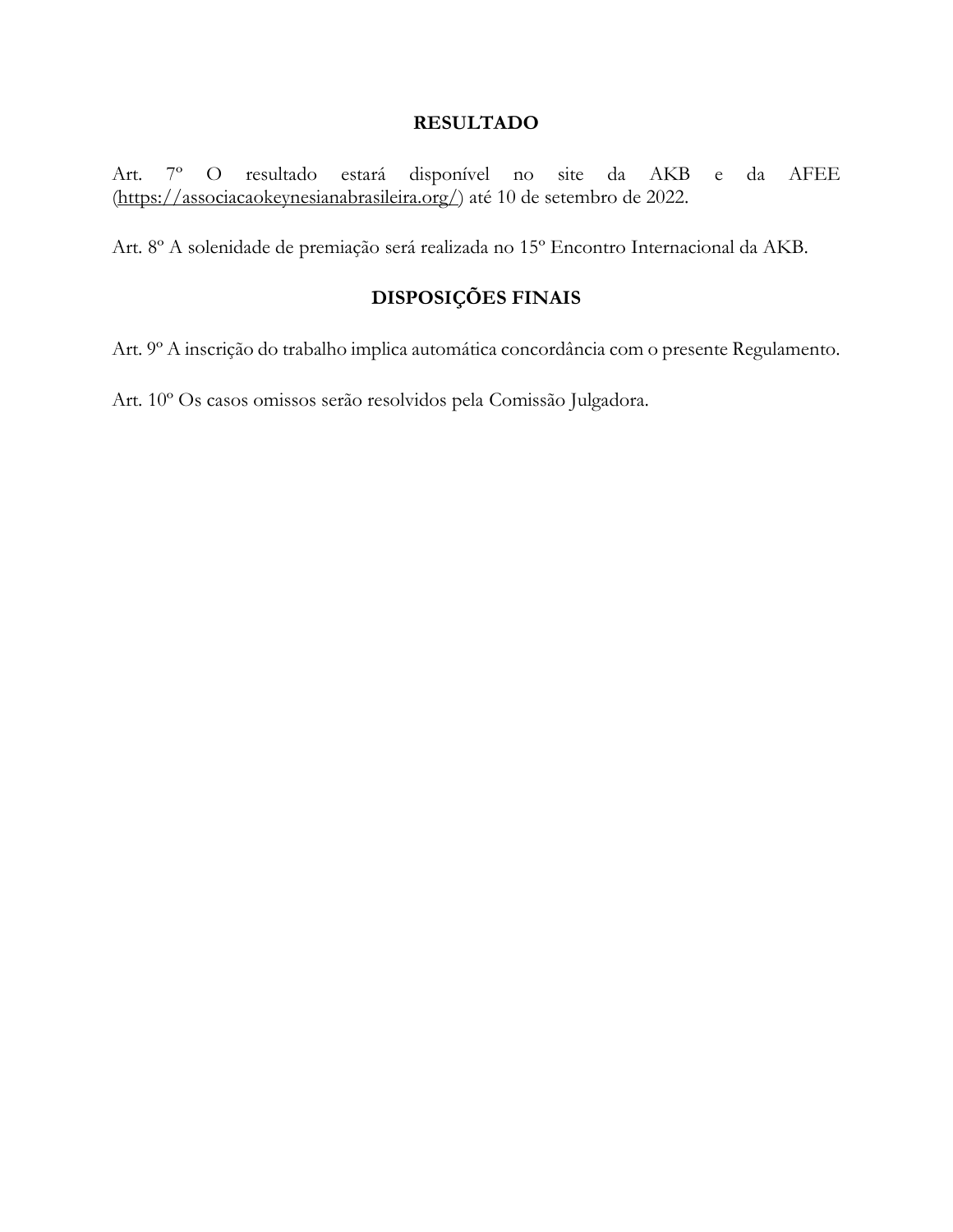## RESULTADO

Art. 7º O resultado estará disponível no site da AKB e da AFEE (https://associacaokeynesianabrasileira.org/) até 10 de setembro de 2022.

Art. 8º A solenidade de premiação será realizada no 15º Encontro Internacional da AKB.

## DISPOSIÇÕES FINAIS

Art. 9º A inscrição do trabalho implica automática concordância com o presente Regulamento.

Art. 10º Os casos omissos serão resolvidos pela Comissão Julgadora.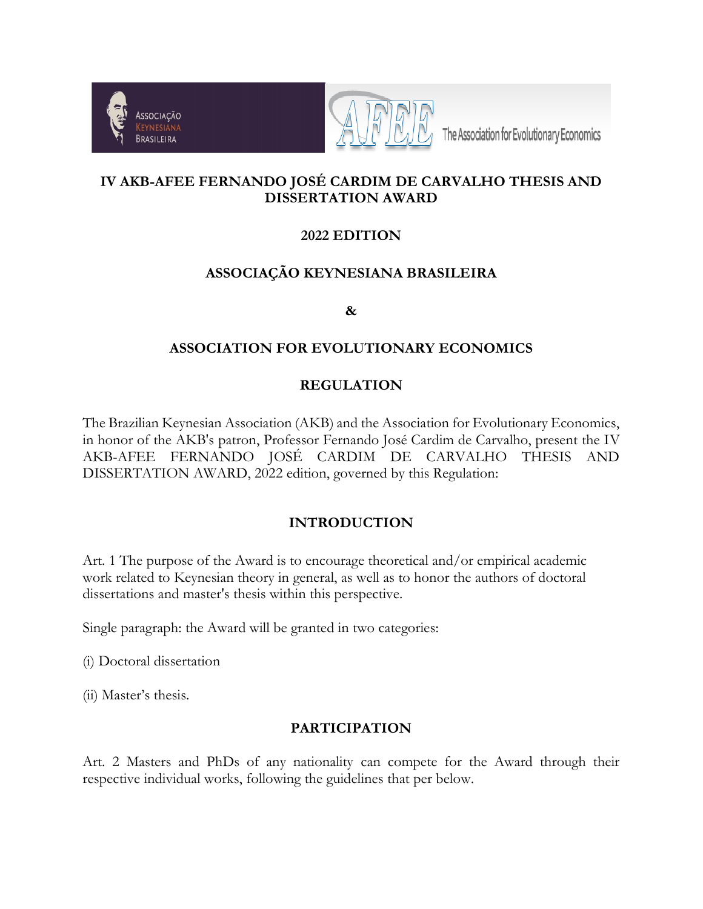**IV AKB-AFEE FERNANDO JOSÉ CARDIM DE CARVALHO THESIS AND DISSERTATION AWARD**

**2022 EDITION**

**ASSOCIAÇÃO KEYNESIANA BRASILEIRA**

**&**

**ASSOCIATION FOR EVOLUTIONARY ECONOMICS**

**REGULATION**

The Brazilian Keynesian Association (AKB) and the Association for Evolutionary Economics, in honor of the AKB's patron, Professor Fernando José Cardim de Carvalho, present the IV AKB-AFEE FERNANDO JOSÉ CARDIM DE CARVALHO THESIS AND DISSERTATION AWARD, 2022 edition, governed by this Regulation:

## INTRODUCTION

Art. 1 The purpose of the Award is to encourage theoretical and/or empirical academic work related to Keynesian theory in general, as well as to honor the authors of doctoral dissertations and master's thesis within this perspective.

Single paragraph: the Award will be granted in two categories:

(i) Doctoral dissertation

(ii) Master's thesis.

## PARTICIPATION

Art. 2 Masters and PhDs of any nationality can compete for the Award through their respective individual works, following the guidelines that per below.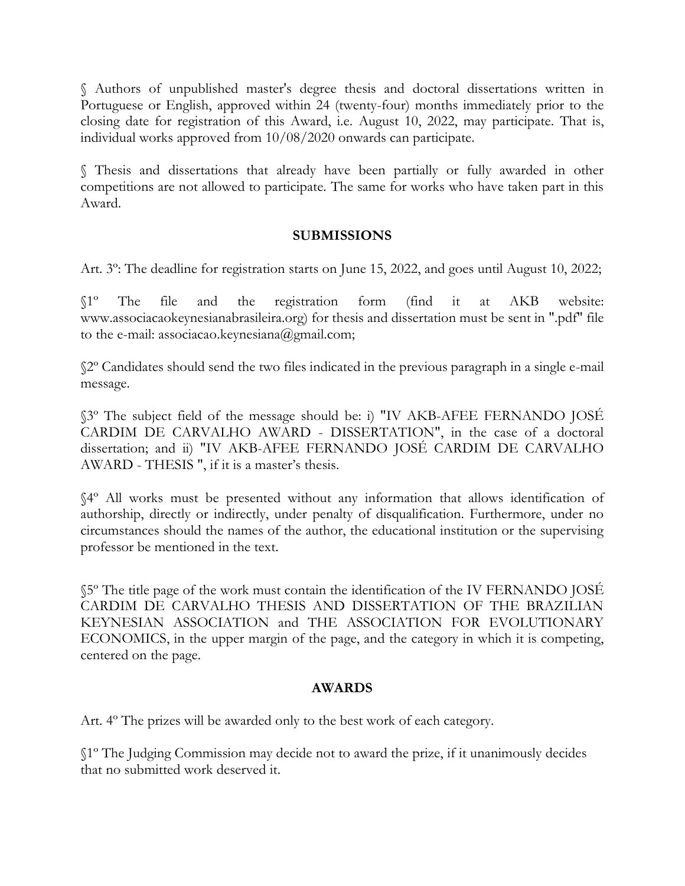§ Authors of unpublished master's degree thesis and doctoral dissertations written in Portuguese or English, approved within 24 (twenty-four) months immediately prior to the closing date for registration of this Award, i.e. August 10, 2022, may participate. That is, individual works approved from 10/08/2020 onwards can participate.

§ Thesis and dissertations that already have been partially or fully awarded in other competitions are not allowed to participate. The same for works who have taken part in this Award.

### SUBMISSIONS

Art. 3º: The deadline for registration starts on June 15, 2022, and goes until August 10, 2022;

§1º The file and the registration form (find it at AKB website: www.associacaokeynesianabrasileira.org) for thesis and dissertation must be sent in ".pdf" file to the e-mail: associacao.keynesiana@gmail.com;

§2º Candidates should send the two files indicated in the previous paragraph in a single e-mail message.

§3º The subject field of the message should be: i) "IV AKB-AFEE FERNANDO JOSÉ CARDIM DE CARVALHO AWARD - DISSERTATION", in the case of a doctoral dissertation; and ii) "IV AKB-AFEE FERNANDO JOSÉ CARDIM DE CARVALHO AWARD - THESIS ", if it is a master's thesis.

§4º All works must be presented without any information that allows identification of authorship, directly or indirectly, under penalty of disqualification. Furthermore, under no circumstances should the names of the author, the educational institution or the supervising professor be mentioned in the text.

§5º The title page of the work must contain the identification of the IV FERNANDO JOSÉ CARDIM DE CARVALHO THESIS AND DISSERTATION OF THE BRAZILIAN KEYNESIAN ASSOCIATION and THE ASSOCIATION FOR EVOLUTIONARY ECONOMICS, in the upper margin of the page, and the category in which it is competing, centered on the page.

### AWARDS

Art. 4º The prizes will be awarded only to the best work of each category.

§1º The Judging Commission may decide not to award the prize, if it unanimously decides that no submitted work deserved it.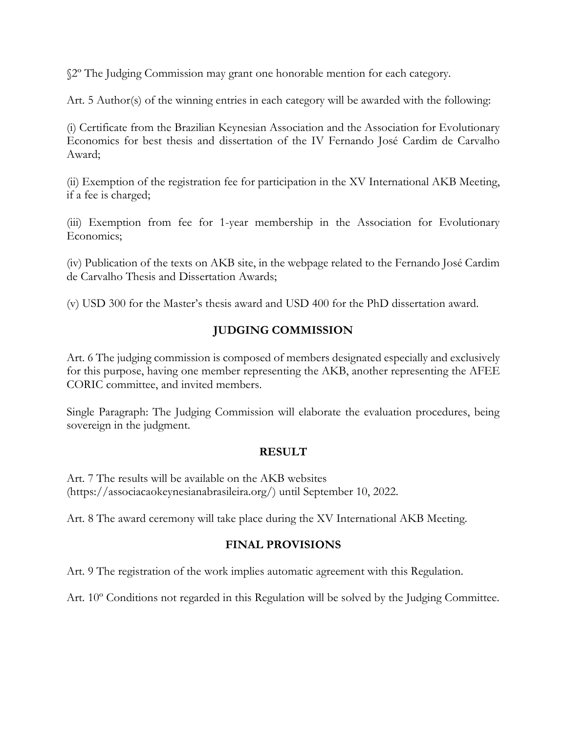§2º The Judging Commission may grant one honorable mention for each category.

Art. 5 Author(s) of the winning entries in each category will be awarded with the following:

(i) Certificate from the Brazilian Keynesian Association and the Association for Evolutionary Economics for best thesis and dissertation of the IV Fernando José Cardim de Carvalho Award;

(ii) Exemption of the registration fee for participation in the XV International AKB Meeting, if a fee is charged;

(iii) Exemption from fee for 1-year membership in the Association for Evolutionary Economics;

(iv) Publication of the texts on AKB site, in the webpage related to the Fernando José Cardim de Carvalho Thesis and Dissertation Awards;

(v) USD 300 for the Master's thesis award and USD 400 for the PhD dissertation award.

## JUDGING COMMISSION

Art. 6 The judging commission is composed of members designated especially and exclusively for this purpose, having one member representing the AKB, another representing the AFEE CORIC committee, and invited members.

Single Paragraph: The Judging Commission will elaborate the evaluation procedures, being sovereign in the judgment.

## RESULT

Art. 7 The results will be available on the AKB websites (https://associacaokeynesianabrasileira.org/) until September 10, 2022.

Art. 8 The award ceremony will take place during the XV International AKB Meeting.

## FINAL PROVISIONS

Art. 9 The registration of the work implies automatic agreement with this Regulation.

Art. 10º Conditions not regarded in this Regulation will be solved by the Judging Committee.